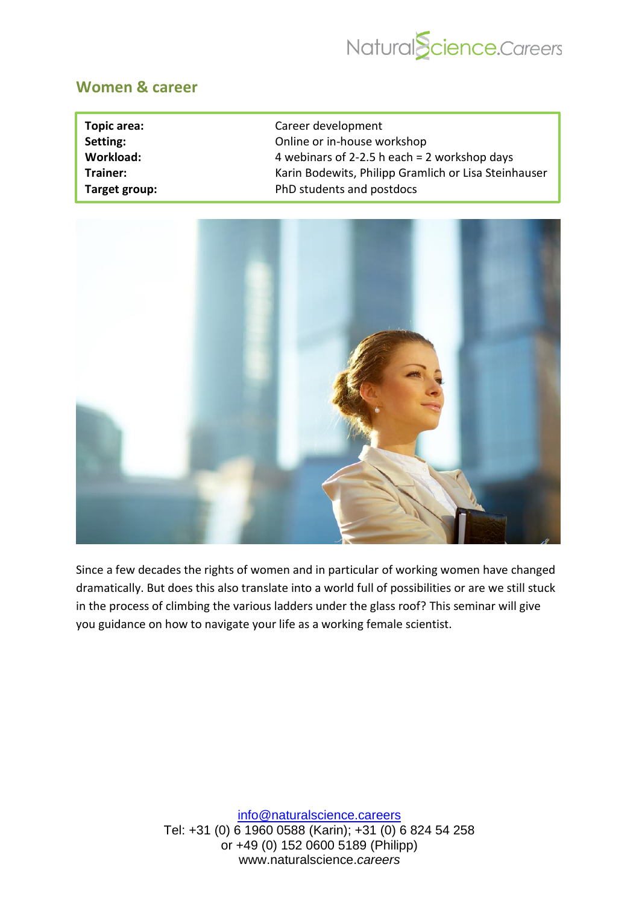## Women & career

| | |
|---|---|
| **Topic area:** | Career development |
| **Setting:** | Online or in-house workshop |
| **Workload:** | 4 webinars of 2-2.5 h each = 2 workshop days |
| **Trainer:** | Karin Bodewits, Philipp Gramlich or Lisa Steinhauser |
| **Target group:** | PhD students and postdocs |

Since a few decades the rights of women and in particular of working women have changed dramatically. But does this also translate into a world full of possibilities or are we still stuck in the process of climbing the various ladders under the glass roof? This seminar will give you guidance on how to navigate your life as a working female scientist.

info@naturalscience.careers
Tel: +31 (0) 6 1960 0588 (Karin); +31 (0) 6 824 54 258
or +49 (0) 152 0600 5189 (Philipp)
www.naturalscience.*careers*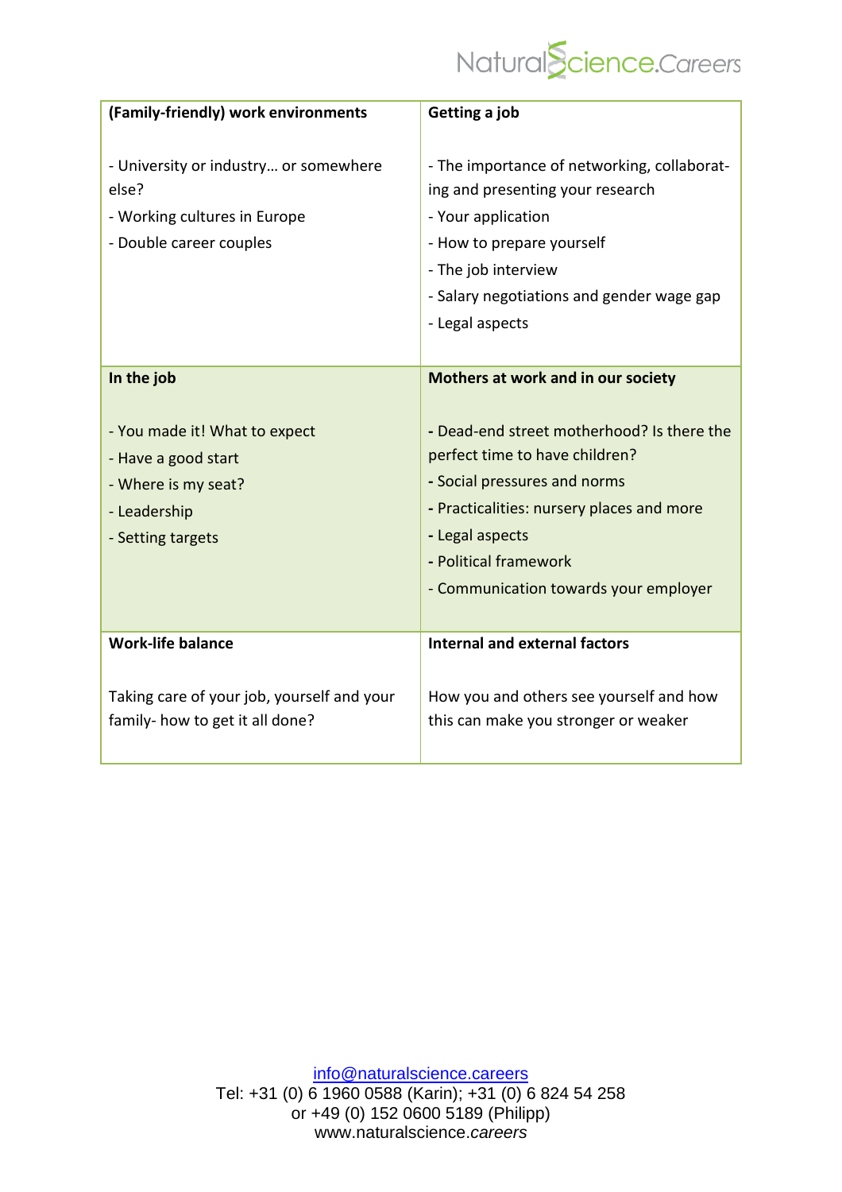| | |
|---|---|
| **(Family-friendly) work environments**<br><br>- University or industry… or somewhere else?<br>- Working cultures in Europe<br>- Double career couples | **Getting a job**<br><br>- The importance of networking, collaborating and presenting your research<br>- Your application<br>- How to prepare yourself<br>- The job interview<br>- Salary negotiations and gender wage gap<br>- Legal aspects |
| **In the job**<br><br>- You made it! What to expect<br>- Have a good start<br>- Where is my seat?<br>- Leadership<br>- Setting targets | **Mothers at work and in our society**<br><br>- Dead-end street motherhood? Is there the perfect time to have children?<br>- Social pressures and norms<br>- Practicalities: nursery places and more<br>- Legal aspects<br>- Political framework<br>- Communication towards your employer |
| **Work-life balance**<br><br>Taking care of your job, yourself and your family- how to get it all done? | **Internal and external factors**<br><br>How you and others see yourself and how this can make you stronger or weaker |

info@naturalscience.careers
Tel: +31 (0) 6 1960 0588 (Karin); +31 (0) 6 824 54 258
or +49 (0) 152 0600 5189 (Philipp)
www.naturalscience.*careers*